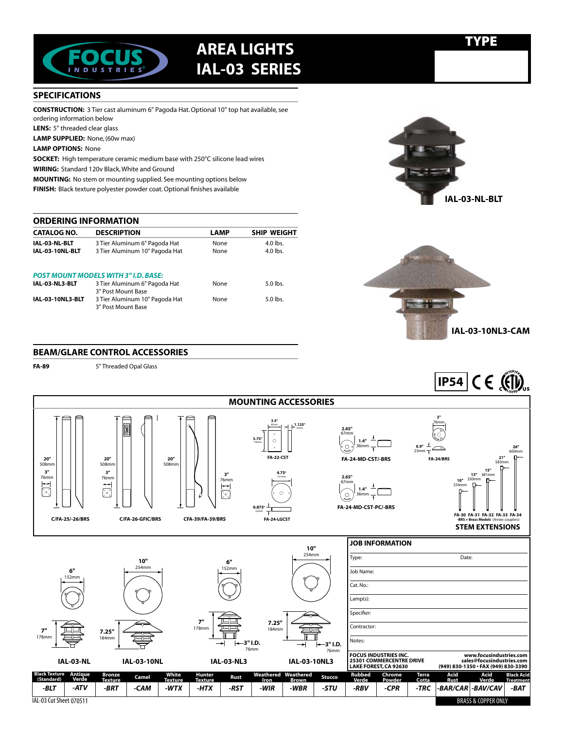# AREA LIGHTS IAL-03 SERIES

**TYPE**

## SPECIFICATIONS

**CONSTRUCTION:** 3 Tier cast aluminum 6" Pagoda Hat. Optional 10" top hat available, see ordering information below

**LENS:** 5" threaded clear glass

**LAMP SUPPLIED:** None, (60w max)

**LAMP OPTIONS:** None

**SOCKET:** High temperature ceramic medium base with 250°C silicone lead wires

**WIRING:** Standard 120v Black, White and Ground

**MOUNTING:** No stem or mounting supplied. See mounting options below

**FINISH:** Black texture polyester powder coat. Optional finishes available

IAL-03-NL-BLT

IAL-03-10NL3-CAM

## ORDERING INFORMATION

| CATALOG NO. | DESCRIPTION | LAMP | SHIP WEIGHT |
|---|---|---|---|
| IAL-03-NL-BLT | 3 Tier Aluminum 6" Pagoda Hat | None | 4.0 lbs. |
| IAL-03-10NL-BLT | 3 Tier Aluminum 10" Pagoda Hat | None | 4.0 lbs. |
| ***POST MOUNT MODELS WITH 3" I.D. BASE:*** | | | |
| IAL-03-NL3-BLT | 3 Tier Aluminum 6" Pagoda Hat 3" Post Mount Base | None | 5.0 lbs. |
| IAL-03-10NL3-BLT | 3 Tier Aluminum 10" Pagoda Hat 3" Post Mount Base | None | 5.0 lbs. |

## BEAM/GLARE CONTROL ACCESSORIES

**FA-89** 5" Threaded Opal Glass

IP54 CE ETL Listed

## MOUNTING ACCESSORIES

- C/FA-25/-26/BRS — 20" 508mm, 3" 76mm
- C/FA-26-GFIC/BRS — 20" 508mm, 3" 76mm
- CFA-39/FA-39/BRS — 20" 508mm, 3" 76mm
- FA-22-CST — 3.5" 89mm, 1.125" 29mm, 5.75" 146mm
- FA-24-LGCST — 4.75" 121mm, 0.875" 22mm
- FA-24-MD-CST/-BRS — 2.65" 67mm, 1.4" 36mm
- FA-24-MD-CST-PC/-BRS — 2.65" 67mm, 1.4" 36mm
- FA-24/BRS — 3" 76mm, 0.9" 23mm

**STEM EXTENSIONS**

FA-30 10" 254mm, FA-31 13" 330mm, FA-32 15" 381mm, FA-33 21" 583mm, FA-34 26" 660mm

-BRS = Brass Models (Arrow: couplers)

- **IAL-03-NL** — 6" 152mm, 7" 178mm
- **IAL-03-10NL** — 10" 254mm, 7.25" 184mm
- **IAL-03-NL3** — 6" 152mm, 7" 178mm, 3" I.D. 76mm
- **IAL-03-10NL3** — 10" 254mm, 7.25" 184mm, 3" I.D. 76mm

## JOB INFORMATION

Type: Date:

Job Name:

Cat. No.:

Lamp(s):

Specifier:

Contractor:

Notes:

FOCUS INDUSTRIES INC.
25301 COMMERCENTRE DRIVE
LAKE FOREST, CA 92630

www.focusindustries.com
sales@focusindustries.com
(949) 830-1350 • FAX (949) 830-3390

| Black Texture (Standard) | Antique Verde | Bronze Texture | Camel | White Texture | Hunter Texture | Rust | Weathered Iron | Weathered Brown | Stucco | Rubbed Verde | Chrome Powder | Terra Cotta | Acid Rust | Acid Verde | Black Acid Treatment |
|---|---|---|---|---|---|---|---|---|---|---|---|---|---|---|---|
| -BLT | -ATV | -BRT | -CAM | -WTX | -HTX | -RST | -WIR | -WBR | -STU | -RBV | -CPR | -TRC | -BAR/CAR | -BAV/CAV | -BAT |

BRASS & COPPER ONLY

IAL-03 Cut Sheet 070511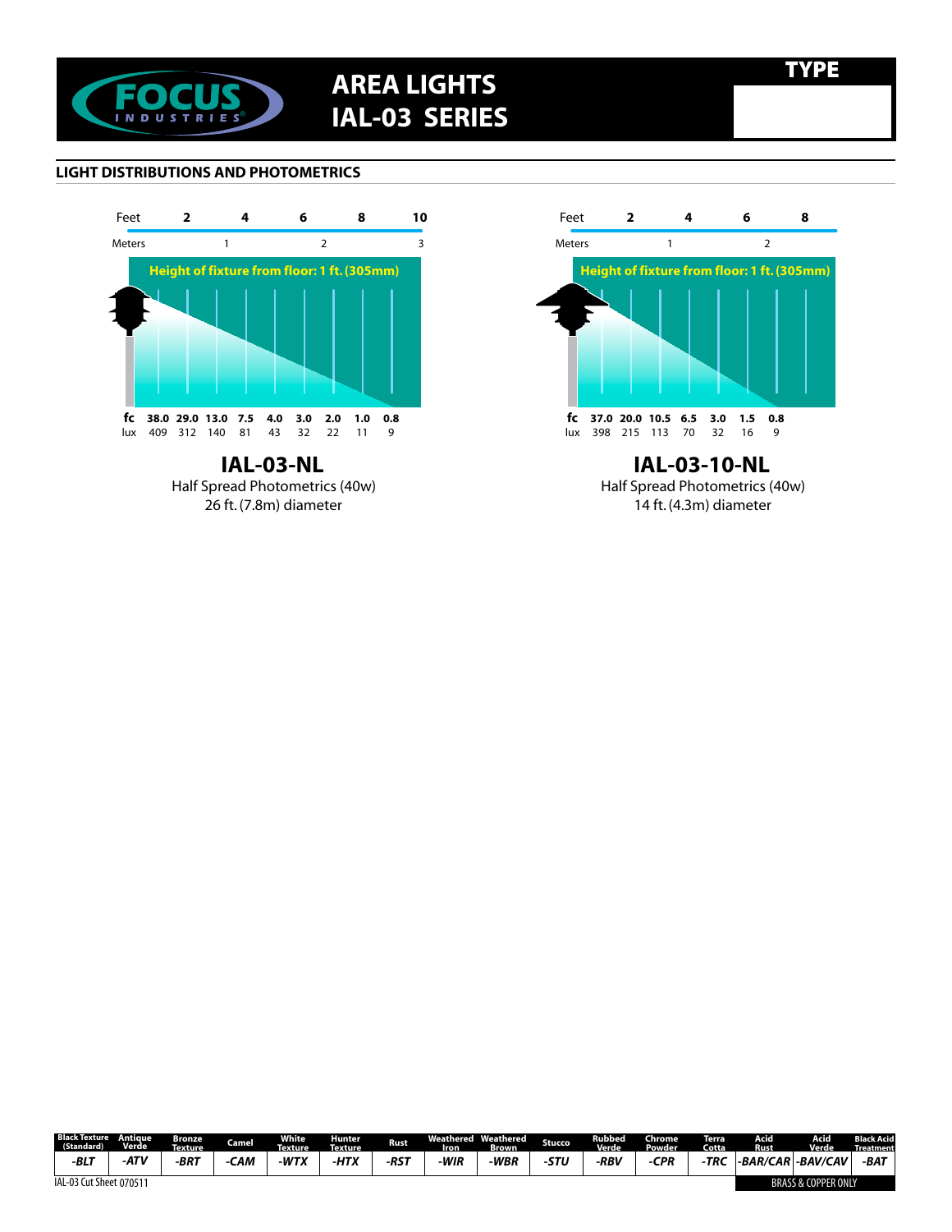# AREA LIGHTS
# IAL-03 SERIES

TYPE

## LIGHT DISTRIBUTIONS AND PHOTOMETRICS

Feet 2 4 6 8 10
Meters 1 2 3
Height of fixture from floor: 1 ft. (305mm)
fc 38.0 29.0 13.0 7.5 4.0 3.0 2.0 1.0 0.8
lux 409 312 140 81 43 32 22 11 9

**IAL-03-NL**
Half Spread Photometrics (40w)
26 ft. (7.8m) diameter

Feet 2 4 6 8
Meters 1 2
Height of fixture from floor: 1 ft. (305mm)
fc 37.0 20.0 10.5 6.5 3.0 1.5 0.8
lux 398 215 113 70 32 16 9

**IAL-03-10-NL**
Half Spread Photometrics (40w)
14 ft. (4.3m) diameter

| Black Texture (Standard) | Antique Verde | Bronze Texture | Camel | White Texture | Hunter Texture | Rust | Weathered Iron | Weathered Brown | Stucco | Rubbed Verde | Chrome Powder | Terra Cotta | Acid Rust | Acid Verde | Black Acid Treatment |
|---|---|---|---|---|---|---|---|---|---|---|---|---|---|---|---|
| -BLT | -ATV | -BRT | -CAM | -WTX | -HTX | -RST | -WIR | -WBR | -STU | -RBV | -CPR | -TRC | -BAR/CAR | -BAV/CAV | -BAT |

IAL-03 Cut Sheet 070511

BRASS & COPPER ONLY